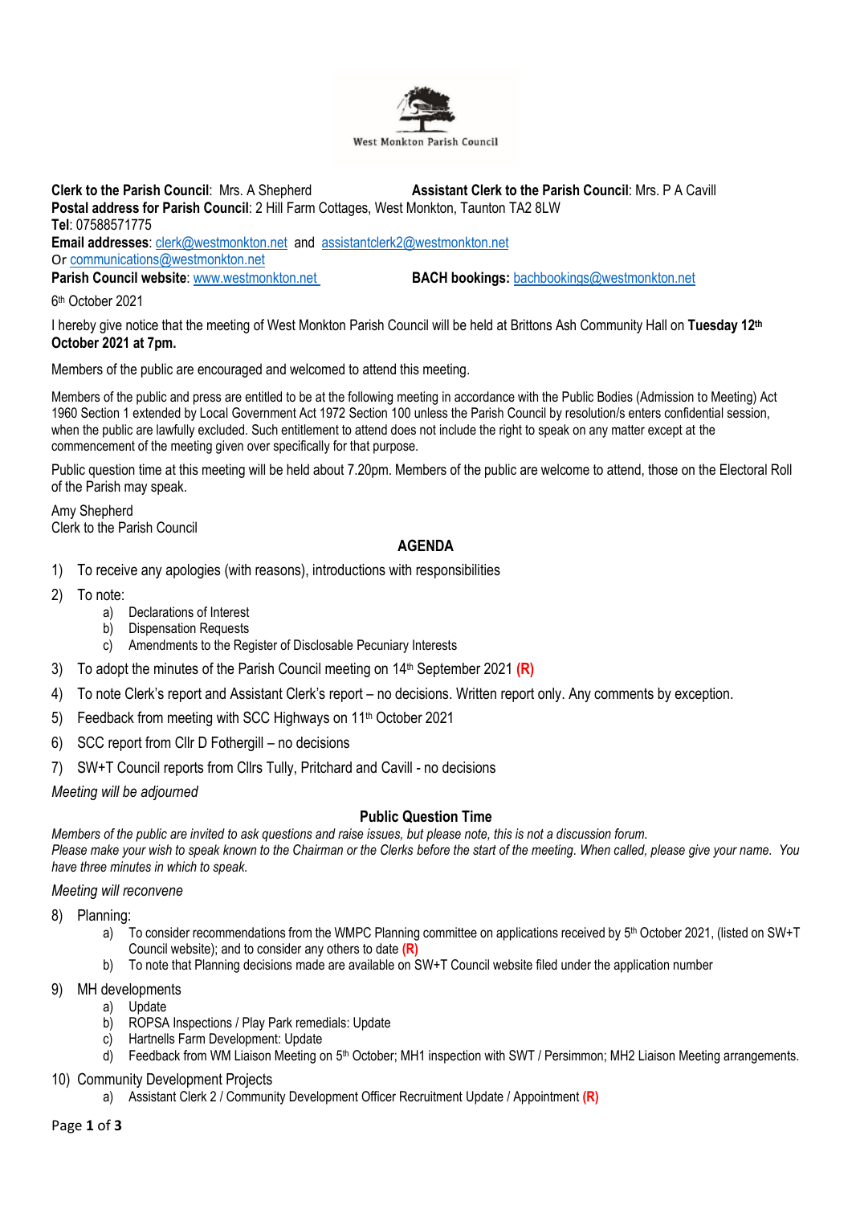West Monkton Parish Council

**Clerk to the Parish Council**: Mrs. A Shepherd  **Assistant Clerk to the Parish Council**: Mrs. P A Cavill
**Postal address for Parish Council**: 2 Hill Farm Cottages, West Monkton, Taunton TA2 8LW
**Tel**: 07588571775
**Email addresses**: clerk@westmonkton.net and assistantclerk2@westmonkton.net
Or communications@westmonkton.net
**Parish Council website**: www.westmonkton.net  **BACH bookings:** bachbookings@westmonkton.net

6th October 2021

I hereby give notice that the meeting of West Monkton Parish Council will be held at Brittons Ash Community Hall on **Tuesday 12th October 2021 at 7pm.**

Members of the public are encouraged and welcomed to attend this meeting.

Members of the public and press are entitled to be at the following meeting in accordance with the Public Bodies (Admission to Meeting) Act 1960 Section 1 extended by Local Government Act 1972 Section 100 unless the Parish Council by resolution/s enters confidential session, when the public are lawfully excluded. Such entitlement to attend does not include the right to speak on any matter except at the commencement of the meeting given over specifically for that purpose.

Public question time at this meeting will be held about 7.20pm. Members of the public are welcome to attend, those on the Electoral Roll of the Parish may speak.

Amy Shepherd
Clerk to the Parish Council

## AGENDA

1) To receive any apologies (with reasons), introductions with responsibilities
2) To note:
   a) Declarations of Interest
   b) Dispensation Requests
   c) Amendments to the Register of Disclosable Pecuniary Interests
3) To adopt the minutes of the Parish Council meeting on 14th September 2021 **(R)**
4) To note Clerk's report and Assistant Clerk's report – no decisions. Written report only. Any comments by exception.
5) Feedback from meeting with SCC Highways on 11th October 2021
6) SCC report from Cllr D Fothergill – no decisions
7) SW+T Council reports from Cllrs Tully, Pritchard and Cavill - no decisions

*Meeting will be adjourned*

### Public Question Time

*Members of the public are invited to ask questions and raise issues, but please note, this is not a discussion forum.*
*Please make your wish to speak known to the Chairman or the Clerks before the start of the meeting. When called, please give your name. You have three minutes in which to speak.*

*Meeting will reconvene*

8) Planning:
   a) To consider recommendations from the WMPC Planning committee on applications received by 5th October 2021, (listed on SW+T Council website); and to consider any others to date **(R)**
   b) To note that Planning decisions made are available on SW+T Council website filed under the application number
9) MH developments
   a) Update
   b) ROPSA Inspections / Play Park remedials: Update
   c) Hartnells Farm Development: Update
   d) Feedback from WM Liaison Meeting on 5th October; MH1 inspection with SWT / Persimmon; MH2 Liaison Meeting arrangements.
10) Community Development Projects
   a) Assistant Clerk 2 / Community Development Officer Recruitment Update / Appointment **(R)**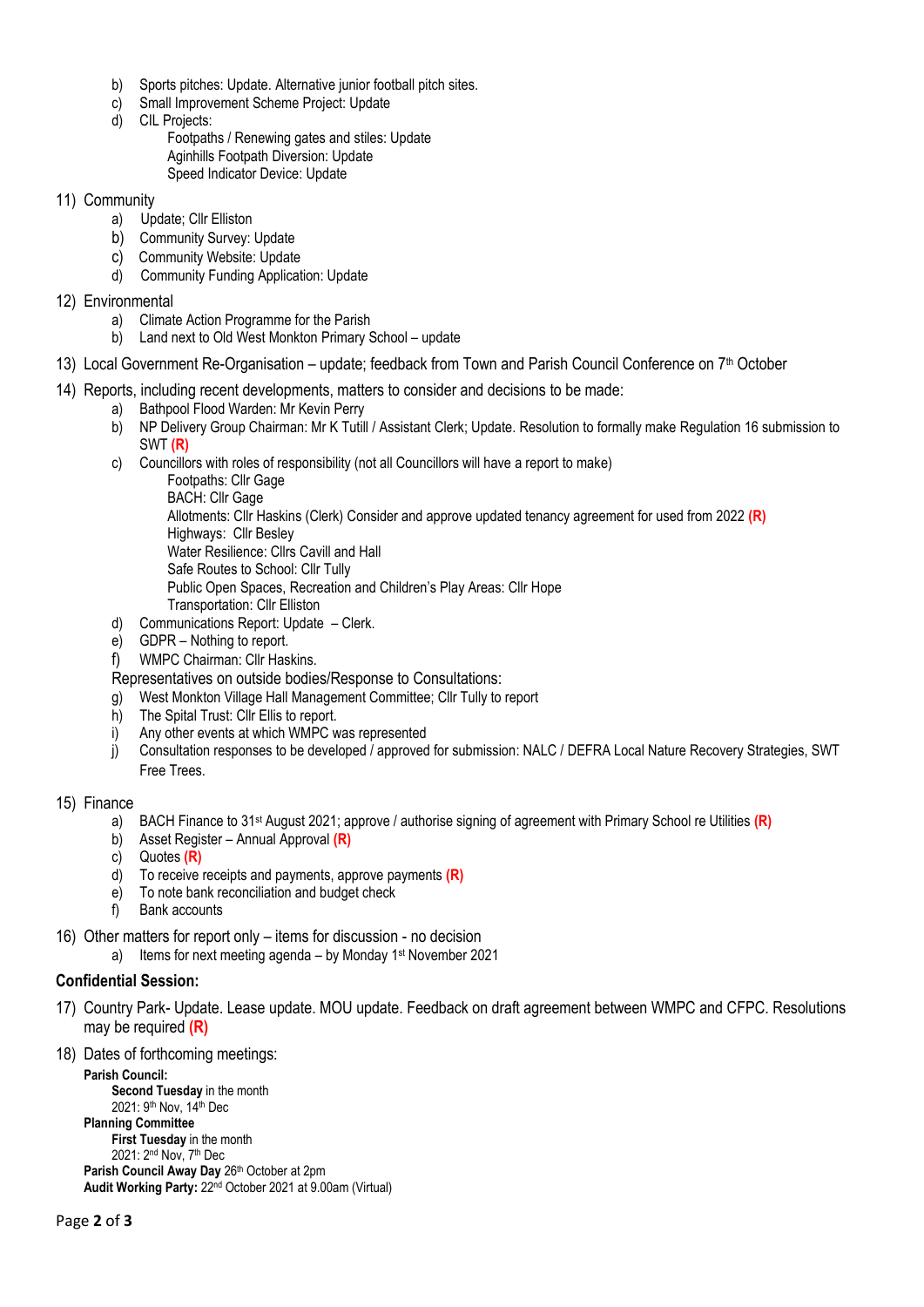b) Sports pitches: Update. Alternative junior football pitch sites.
c) Small Improvement Scheme Project: Update
d) CIL Projects:
   Footpaths / Renewing gates and stiles: Update
   Aginhills Footpath Diversion: Update
   Speed Indicator Device: Update

11) Community
   a) Update; Cllr Elliston
   b) Community Survey: Update
   c) Community Website: Update
   d) Community Funding Application: Update

12) Environmental
   a) Climate Action Programme for the Parish
   b) Land next to Old West Monkton Primary School – update

13) Local Government Re-Organisation – update; feedback from Town and Parish Council Conference on 7th October

14) Reports, including recent developments, matters to consider and decisions to be made:
   a) Bathpool Flood Warden: Mr Kevin Perry
   b) NP Delivery Group Chairman: Mr K Tutill / Assistant Clerk; Update. Resolution to formally make Regulation 16 submission to SWT **(R)**
   c) Councillors with roles of responsibility (not all Councillors will have a report to make)
      Footpaths: Cllr Gage
      BACH: Cllr Gage
      Allotments: Cllr Haskins (Clerk) Consider and approve updated tenancy agreement for used from 2022 **(R)**
      Highways: Cllr Besley
      Water Resilience: Cllrs Cavill and Hall
      Safe Routes to School: Cllr Tully
      Public Open Spaces, Recreation and Children's Play Areas: Cllr Hope
      Transportation: Cllr Elliston
   d) Communications Report: Update – Clerk.
   e) GDPR – Nothing to report.
   f) WMPC Chairman: Cllr Haskins.

   Representatives on outside bodies/Response to Consultations:
   g) West Monkton Village Hall Management Committee; Cllr Tully to report
   h) The Spital Trust: Cllr Ellis to report.
   i) Any other events at which WMPC was represented
   j) Consultation responses to be developed / approved for submission: NALC / DEFRA Local Nature Recovery Strategies, SWT Free Trees.

15) Finance
   a) BACH Finance to 31st August 2021; approve / authorise signing of agreement with Primary School re Utilities **(R)**
   b) Asset Register – Annual Approval **(R)**
   c) Quotes **(R)**
   d) To receive receipts and payments, approve payments **(R)**
   e) To note bank reconciliation and budget check
   f) Bank accounts

16) Other matters for report only – items for discussion - no decision
   a) Items for next meeting agenda – by Monday 1st November 2021

**Confidential Session:**

17) Country Park- Update. Lease update. MOU update. Feedback on draft agreement between WMPC and CFPC. Resolutions may be required **(R)**

18) Dates of forthcoming meetings:

**Parish Council:**
**Second Tuesday** in the month
2021: 9th Nov, 14th Dec
**Planning Committee**
**First Tuesday** in the month
2021: 2nd Nov, 7th Dec
**Parish Council Away Day** 26th October at 2pm
**Audit Working Party:** 22nd October 2021 at 9.00am (Virtual)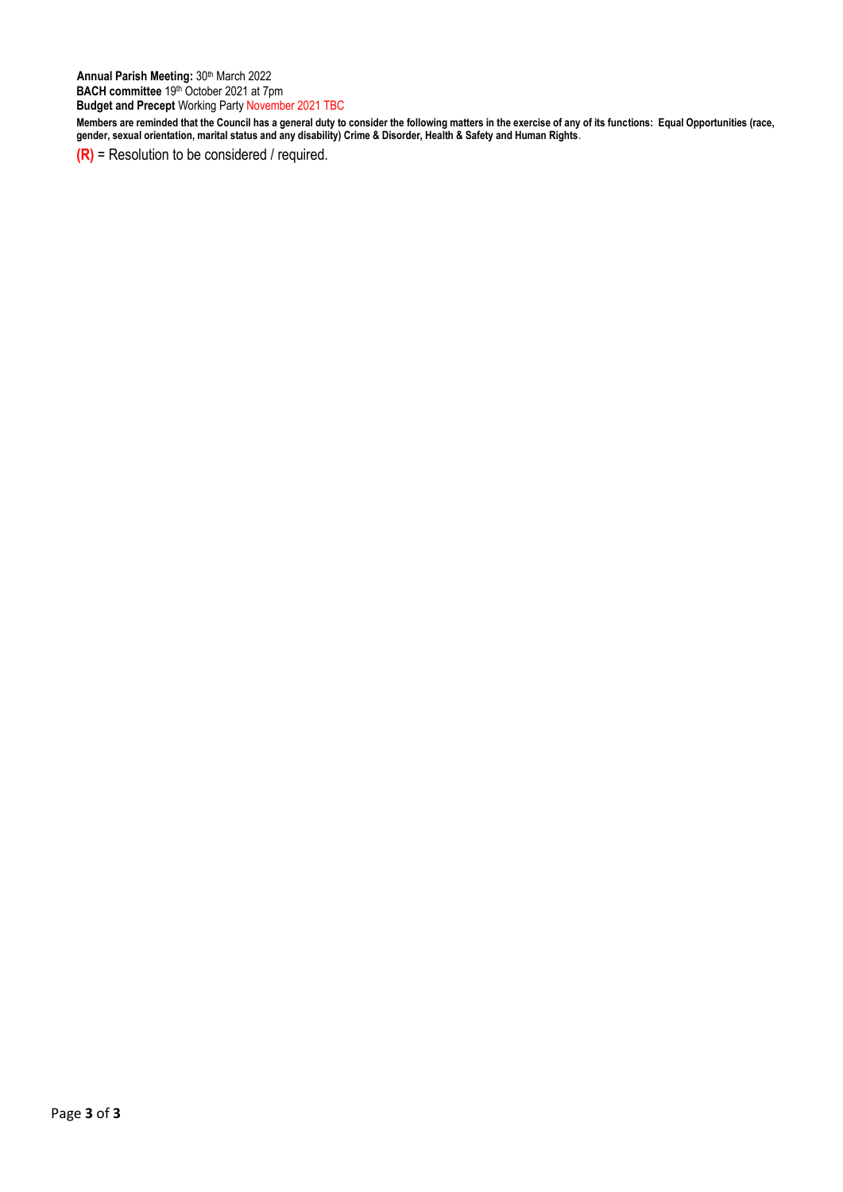**Annual Parish Meeting:** 30th March 2022
**BACH committee** 19th October 2021 at 7pm
**Budget and Precept** Working Party November 2021 TBC

**Members are reminded that the Council has a general duty to consider the following matters in the exercise of any of its functions: Equal Opportunities (race, gender, sexual orientation, marital status and any disability) Crime & Disorder, Health & Safety and Human Rights**.

**(R)** = Resolution to be considered / required.